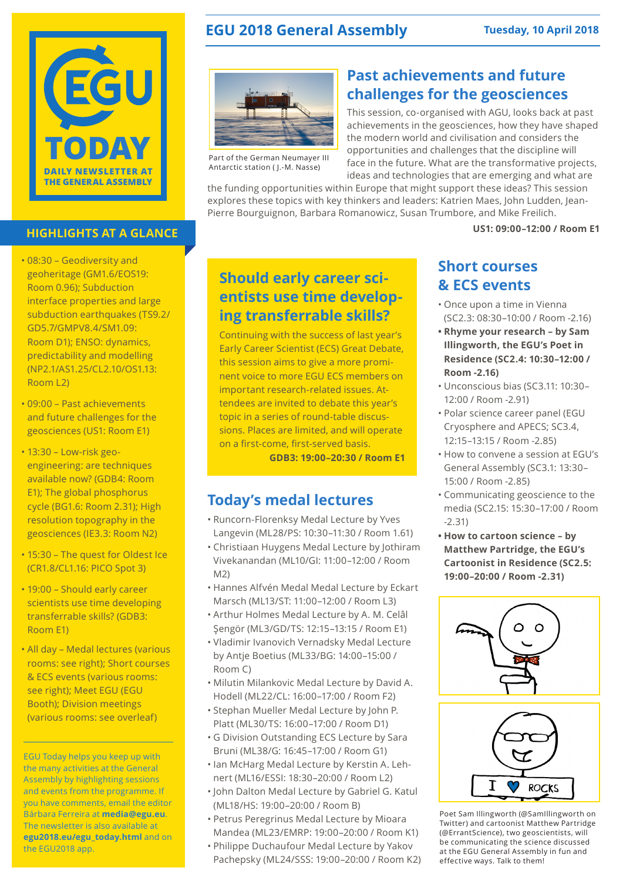# EGU TODAY

DAILY NEWSLETTER AT THE GENERAL ASSEMBLY

EGU 2018 General Assembly — Tuesday, 10 April 2018

## HIGHLIGHTS AT A GLANCE

- 08:30 – Geodiversity and geoheritage (GM1.6/EOS19: Room 0.96); Subduction interface properties and large subduction earthquakes (TS9.2/GD5.7/GMPV8.4/SM1.09: Room D1); ENSO: dynamics, predictability and modelling (NP2.1/AS1.25/CL2.10/OS1.13: Room L2)
- 09:00 – Past achievements and future challenges for the geosciences (US1: Room E1)
- 13:30 – Low-risk geo-engineering: are techniques available now? (GDB4: Room E1); The global phosphorus cycle (BG1.6: Room 2.31); High resolution topography in the geosciences (IE3.3: Room N2)
- 15:30 – The quest for Oldest Ice (CR1.8/CL1.16: PICO Spot 3)
- 19:00 – Should early career scientists use time developing transferrable skills? (GDB3: Room E1)
- All day – Medal lectures (various rooms: see right); Short courses & ECS events (various rooms: see right); Meet EGU (EGU Booth); Division meetings (various rooms: see overleaf)

EGU Today helps you keep up with the many activities at the General Assembly by highlighting sessions and events from the programme. If you have comments, email the editor Bárbara Ferreira at **media@egu.eu**. The newsletter is also available at **egu2018.eu/egu_today.html** and on the EGU2018 app.

Part of the German Neumayer III Antarctic station ( J.-M. Nasse)

## Past achievements and future challenges for the geosciences

This session, co-organised with AGU, looks back at past achievements in the geosciences, how they have shaped the modern world and civilisation and considers the opportunities and challenges that the discipline will face in the future. What are the transformative projects, ideas and technologies that are emerging and what are the funding opportunities within Europe that might support these ideas? This session explores these topics with key thinkers and leaders: Katrien Maes, John Ludden, Jean-Pierre Bourguignon, Barbara Romanowicz, Susan Trumbore, and Mike Freilich.

**US1: 09:00–12:00 / Room E1**

## Should early career scientists use time developing transferrable skills?

Continuing with the success of last year's Early Career Scientist (ECS) Great Debate, this session aims to give a more prominent voice to more EGU ECS members on important research-related issues. Attendees are invited to debate this year's topic in a series of round-table discussions. Places are limited, and will operate on a first-come, first-served basis.

**GDB3: 19:00–20:30 / Room E1**

## Today's medal lectures

- Runcorn-Florenksy Medal Lecture by Yves Langevin (ML28/PS: 10:30–11:30 / Room 1.61)
- Christiaan Huygens Medal Lecture by Jothiram Vivekanandan (ML10/GI: 11:00–12:00 / Room M2)
- Hannes Alfvén Medal Lecture by Eckart Marsch (ML13/ST: 11:00–12:00 / Room L3)
- Arthur Holmes Medal Lecture by A. M. Celâl Şengör (ML3/GD/TS: 12:15–13:15 / Room E1)
- Vladimir Ivanovich Vernadsky Medal Lecture by Antje Boetius (ML33/BG: 14:00–15:00 / Room C)
- Milutin Milankovic Medal Lecture by David A. Hodell (ML22/CL: 16:00–17:00 / Room F2)
- Stephan Mueller Medal Lecture by John P. Platt (ML30/TS: 16:00–17:00 / Room D1)
- G Division Outstanding ECS Lecture by Sara Bruni (ML38/G: 16:45–17:00 / Room G1)
- Ian McHarg Medal Lecture by Kerstin A. Lehnert (ML16/ESSI: 18:30–20:00 / Room L2)
- John Dalton Medal Lecture by Gabriel G. Katul (ML18/HS: 19:00–20:00 / Room B)
- Petrus Peregrinus Medal Lecture by Mioara Mandea (ML23/EMRP: 19:00–20:00 / Room K1)
- Philippe Duchaufour Medal Lecture by Yakov Pachepsky (ML24/SSS: 19:00–20:00 / Room K2)

## Short courses & ECS events

- Once upon a time in Vienna (SC2.3: 08:30–10:00 / Room -2.16)
- **Rhyme your research – by Sam Illingworth, the EGU's Poet in Residence (SC2.4: 10:30–12:00 / Room -2.16)**
- Unconscious bias (SC3.11: 10:30–12:00 / Room -2.91)
- Polar science career panel (EGU Cryosphere and APECS; SC3.4, 12:15–13:15 / Room -2.85)
- How to convene a session at EGU's General Assembly (SC3.1: 13:30–15:00 / Room -2.85)
- Communicating geoscience to the media (SC2.15: 15:30–17:00 / Room -2.31)
- **How to cartoon science – by Matthew Partridge, the EGU's Cartoonist in Residence (SC2.5: 19:00–20:00 / Room -2.31)**

Poet Sam Illingworth (@SamIllingworth on Twitter) and cartoonist Matthew Partridge (@ErrantScience), two geoscientists, will be communicating the science discussed at the EGU General Assembly in fun and effective ways. Talk to them!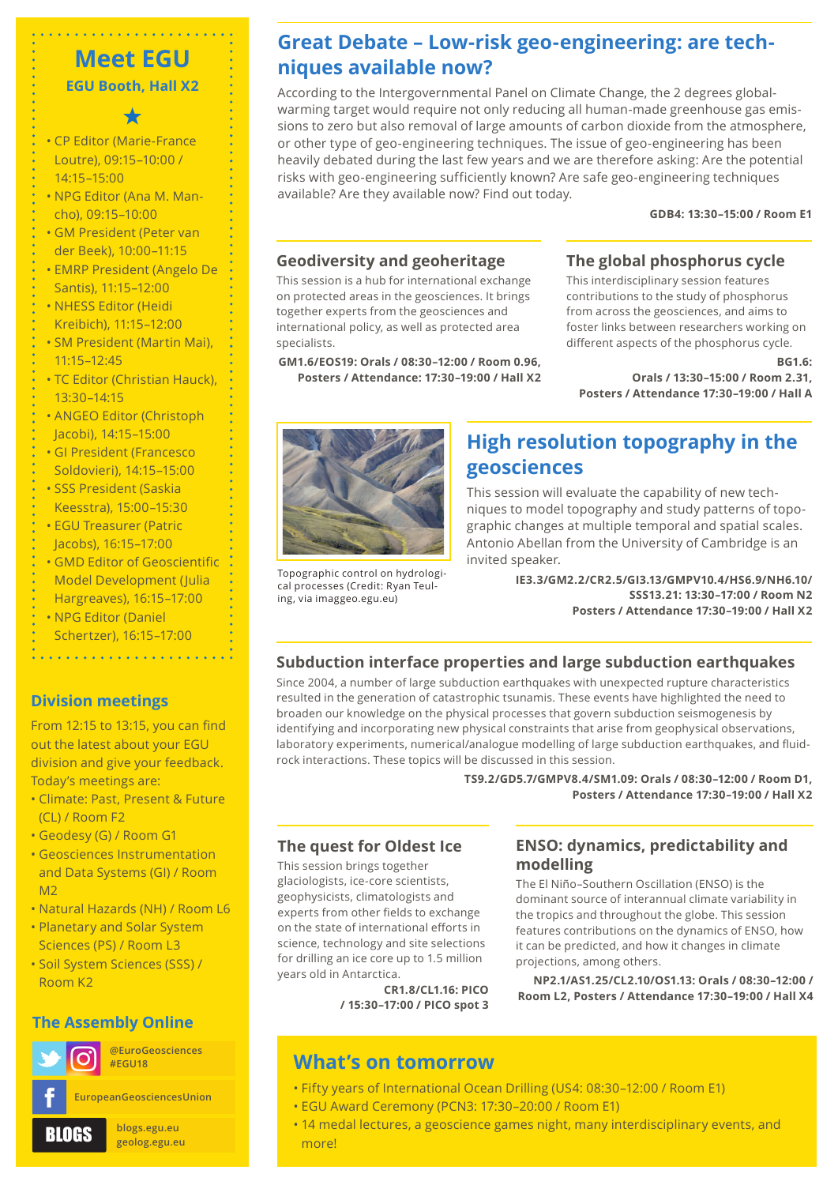## Meet EGU

**EGU Booth, Hall X2**

★

- CP Editor (Marie-France Loutre), 09:15–10:00 / 14:15–15:00
- NPG Editor (Ana M. Mancho), 09:15–10:00
- GM President (Peter van der Beek), 10:00–11:15
- EMRP President (Angelo De Santis), 11:15–12:00
- NHESS Editor (Heidi Kreibich), 11:15–12:00
- SM President (Martin Mai), 11:15–12:45
- TC Editor (Christian Hauck), 13:30–14:15
- ANGEO Editor (Christoph Jacobi), 14:15–15:00
- GI President (Francesco Soldovieri), 14:15–15:00
- SSS President (Saskia Keesstra), 15:00–15:30
- EGU Treasurer (Patric Jacobs), 16:15–17:00
- GMD Editor of Geoscientific Model Development (Julia Hargreaves), 16:15–17:00
- NPG Editor (Daniel Schertzer), 16:15–17:00

## Division meetings

From 12:15 to 13:15, you can find out the latest about your EGU division and give your feedback. Today's meetings are:

- Climate: Past, Present & Future (CL) / Room F2
- Geodesy (G) / Room G1
- Geosciences Instrumentation and Data Systems (GI) / Room M2
- Natural Hazards (NH) / Room L6
- Planetary and Solar System Sciences (PS) / Room L3
- Soil System Sciences (SSS) / Room K2

## The Assembly Online

@EuroGeosciences
#EGU18

EuropeanGeosciencesUnion

BLOGS

blogs.egu.eu
geolog.egu.eu

## Great Debate – Low-risk geo-engineering: are techniques available now?

According to the Intergovernmental Panel on Climate Change, the 2 degrees global-warming target would require not only reducing all human-made greenhouse gas emissions to zero but also removal of large amounts of carbon dioxide from the atmosphere, or other type of geo-engineering techniques. The issue of geo-engineering has been heavily debated during the last few years and we are therefore asking: Are the potential risks with geo-engineering sufficiently known? Are safe geo-engineering techniques available? Are they available now? Find out today.

**GDB4: 13:30–15:00 / Room E1**

### Geodiversity and geoheritage

This session is a hub for international exchange on protected areas in the geosciences. It brings together experts from the geosciences and international policy, as well as protected area specialists.

**GM1.6/EOS19: Orals / 08:30–12:00 / Room 0.96, Posters / Attendance: 17:30–19:00 / Hall X2**

### The global phosphorus cycle

This interdisciplinary session features contributions to the study of phosphorus from across the geosciences, and aims to foster links between researchers working on different aspects of the phosphorus cycle.

**BG1.6: Orals / 13:30–15:00 / Room 2.31, Posters / Attendance 17:30–19:00 / Hall A**

Topographic control on hydrological processes (Credit: Ryan Teuling, via imaggeo.egu.eu)

## High resolution topography in the geosciences

This session will evaluate the capability of new techniques to model topography and study patterns of topographic changes at multiple temporal and spatial scales. Antonio Abellan from the University of Cambridge is an invited speaker.

**IE3.3/GM2.2/CR2.5/GI3.13/GMPV10.4/HS6.9/NH6.10/SSS13.21: 13:30–17:00 / Room N2 Posters / Attendance 17:30–19:00 / Hall X2**

### Subduction interface properties and large subduction earthquakes

Since 2004, a number of large subduction earthquakes with unexpected rupture characteristics resulted in the generation of catastrophic tsunamis. These events have highlighted the need to broaden our knowledge on the physical processes that govern subduction seismogenesis by identifying and incorporating new physical constraints that arise from geophysical observations, laboratory experiments, numerical/analogue modelling of large subduction earthquakes, and fluid-rock interactions. These topics will be discussed in this session.

**TS9.2/GD5.7/GMPV8.4/SM1.09: Orals / 08:30–12:00 / Room D1, Posters / Attendance 17:30–19:00 / Hall X2**

### The quest for Oldest Ice

This session brings together glaciologists, ice-core scientists, geophysicists, climatologists and experts from other fields to exchange on the state of international efforts in science, technology and site selections for drilling an ice core up to 1.5 million years old in Antarctica.

**CR1.8/CL1.16: PICO / 15:30–17:00 / PICO spot 3**

### ENSO: dynamics, predictability and modelling

The El Niño–Southern Oscillation (ENSO) is the dominant source of interannual climate variability in the tropics and throughout the globe. This session features contributions on the dynamics of ENSO, how it can be predicted, and how it changes in climate projections, among others.

**NP2.1/AS1.25/CL2.10/OS1.13: Orals / 08:30–12:00 / Room L2, Posters / Attendance 17:30–19:00 / Hall X4**

## What's on tomorrow

- Fifty years of International Ocean Drilling (US4: 08:30–12:00 / Room E1)
- EGU Award Ceremony (PCN3: 17:30–20:00 / Room E1)
- 14 medal lectures, a geoscience games night, many interdisciplinary events, and more!